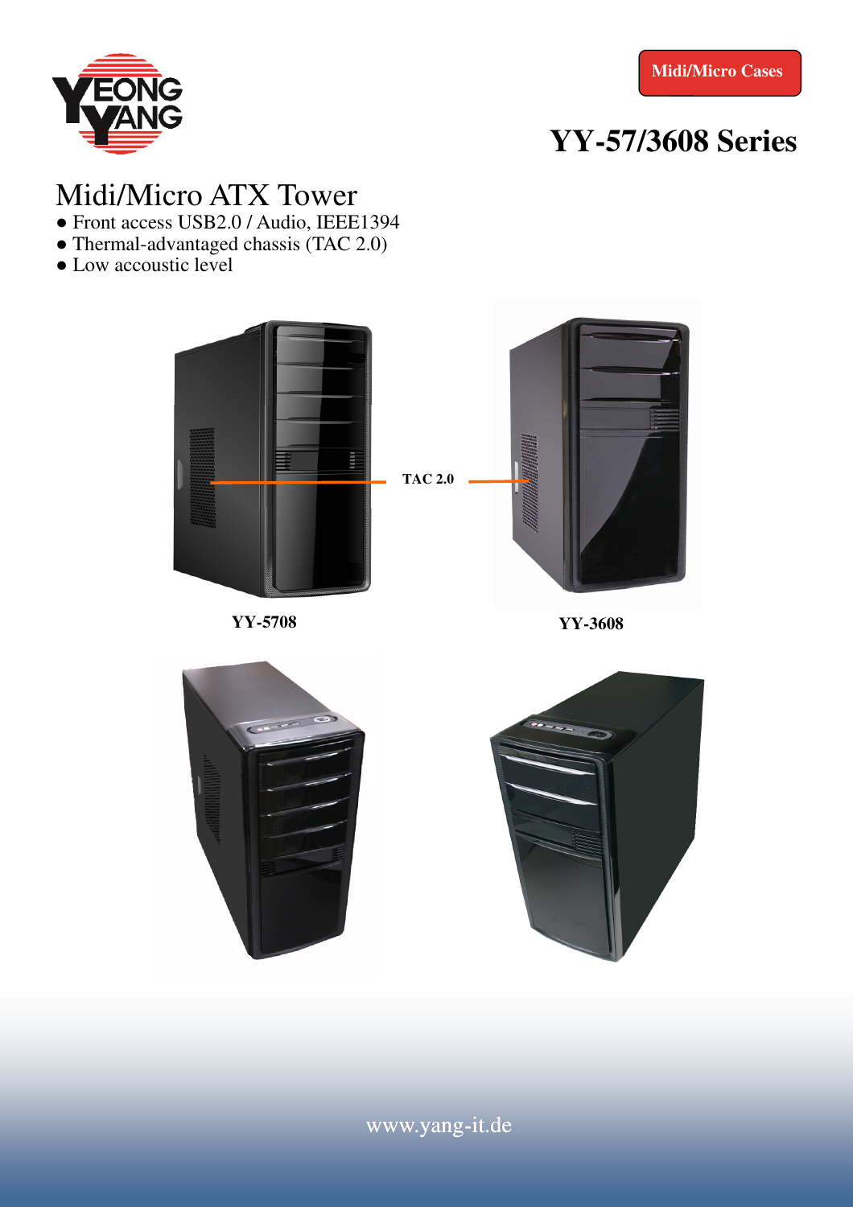Midi/Micro Cases

# YY-57/3608 Series

## Midi/Micro ATX Tower

- Front access USB2.0 / Audio, IEEE1394
- Thermal-advantaged chassis (TAC 2.0)
- Low accoustic level

TAC 2.0

**YY-5708**

**YY-3608**

www.yang-it.de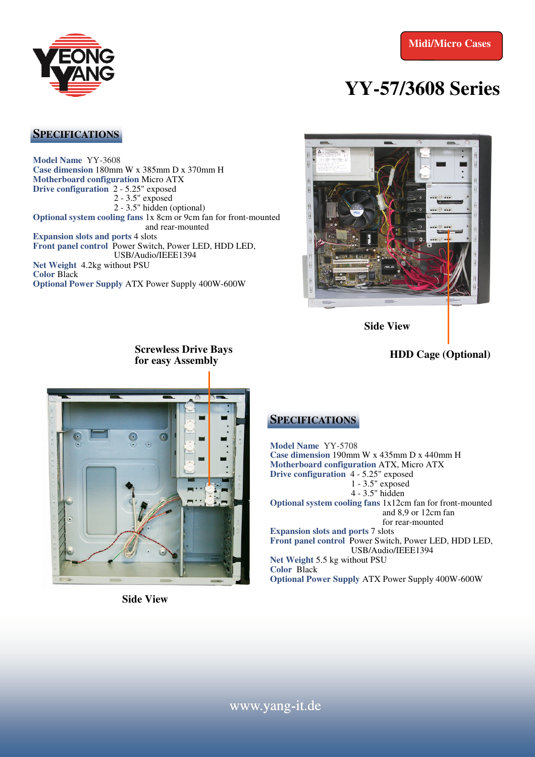Midi/Micro Cases

# YY-57/3608 Series

## SPECIFICATIONS

**Model Name** YY-3608
**Case dimension** 180mm W x 385mm D x 370mm H
**Motherboard configuration** Micro ATX
**Drive configuration** 2 - 5.25" exposed
2 - 3.5" exposed
2 - 3.5" hidden (optional)
**Optional system cooling fans** 1x 8cm or 9cm fan for front-mounted and rear-mounted
**Expansion slots and ports** 4 slots
**Front panel control** Power Switch, Power LED, HDD LED, USB/Audio/IEEE1394
**Net Weight** 4.2kg without PSU
**Color** Black
**Optional Power Supply** ATX Power Supply 400W-600W

Side View

HDD Cage (Optional)

Screwless Drive Bays for easy Assembly

Side View

## SPECIFICATIONS

**Model Name** YY-5708
**Case dimension** 190mm W x 435mm D x 440mm H
**Motherboard configuration** ATX, Micro ATX
**Drive configuration** 4 - 5.25" exposed
1 - 3.5" exposed
4 - 3.5" hidden
**Optional system cooling fans** 1x12cm fan for front-mounted and 8,9 or 12cm fan for rear-mounted
**Expansion slots and ports** 7 slots
**Front panel control** Power Switch, Power LED, HDD LED, USB/Audio/IEEE1394
**Net Weight** 5.5 kg without PSU
**Color** Black
**Optional Power Supply** ATX Power Supply 400W-600W

www.yang-it.de